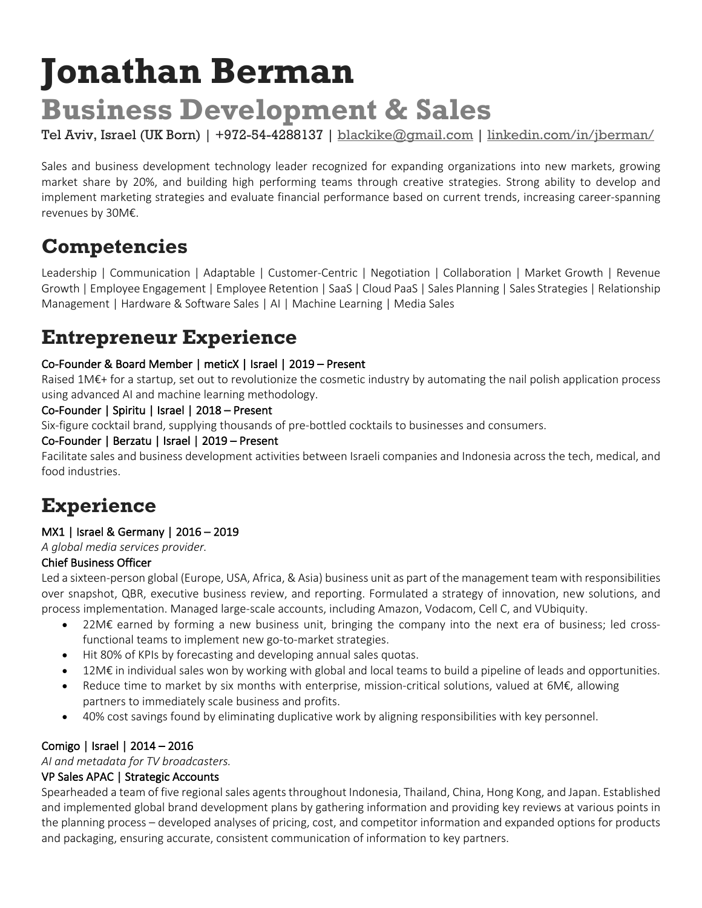# Jonathan Berman

## Business Development & Sales

Tel Aviv, Israel (UK Born) | +972-54-4288137 | blackike@gmail.com | linkedin.com/in/jberman/

Sales and business development technology leader recognized for expanding organizations into new markets, growing market share by 20%, and building high performing teams through creative strategies. Strong ability to develop and implement marketing strategies and evaluate financial performance based on current trends, increasing career-spanning revenues by 30M€.

## Competencies

Leadership | Communication | Adaptable | Customer-Centric | Negotiation | Collaboration | Market Growth | Revenue Growth | Employee Engagement | Employee Retention | SaaS | Cloud PaaS | Sales Planning | Sales Strategies | Relationship Management | Hardware & Software Sales | AI | Machine Learning | Media Sales

## Entrepreneur Experience

**Co-Founder & Board Member | meticX | Israel | 2019 – Present**

Raised 1M€+ for a startup, set out to revolutionize the cosmetic industry by automating the nail polish application process using advanced AI and machine learning methodology.

**Co-Founder | Spiritu | Israel | 2018 – Present**

Six-figure cocktail brand, supplying thousands of pre-bottled cocktails to businesses and consumers.

**Co-Founder | Berzatu | Israel | 2019 – Present**

Facilitate sales and business development activities between Israeli companies and Indonesia across the tech, medical, and food industries.

## Experience

**MX1 | Israel & Germany | 2016 – 2019**

*A global media services provider.*

**Chief Business Officer**

Led a sixteen-person global (Europe, USA, Africa, & Asia) business unit as part of the management team with responsibilities over snapshot, QBR, executive business review, and reporting. Formulated a strategy of innovation, new solutions, and process implementation. Managed large-scale accounts, including Amazon, Vodacom, Cell C, and VUbiquity.

- 22M€ earned by forming a new business unit, bringing the company into the next era of business; led cross-functional teams to implement new go-to-market strategies.
- Hit 80% of KPIs by forecasting and developing annual sales quotas.
- 12M€ in individual sales won by working with global and local teams to build a pipeline of leads and opportunities.
- Reduce time to market by six months with enterprise, mission-critical solutions, valued at 6M€, allowing partners to immediately scale business and profits.
- 40% cost savings found by eliminating duplicative work by aligning responsibilities with key personnel.

**Comigo | Israel | 2014 – 2016**

*AI and metadata for TV broadcasters.*

**VP Sales APAC | Strategic Accounts**

Spearheaded a team of five regional sales agents throughout Indonesia, Thailand, China, Hong Kong, and Japan. Established and implemented global brand development plans by gathering information and providing key reviews at various points in the planning process – developed analyses of pricing, cost, and competitor information and expanded options for products and packaging, ensuring accurate, consistent communication of information to key partners.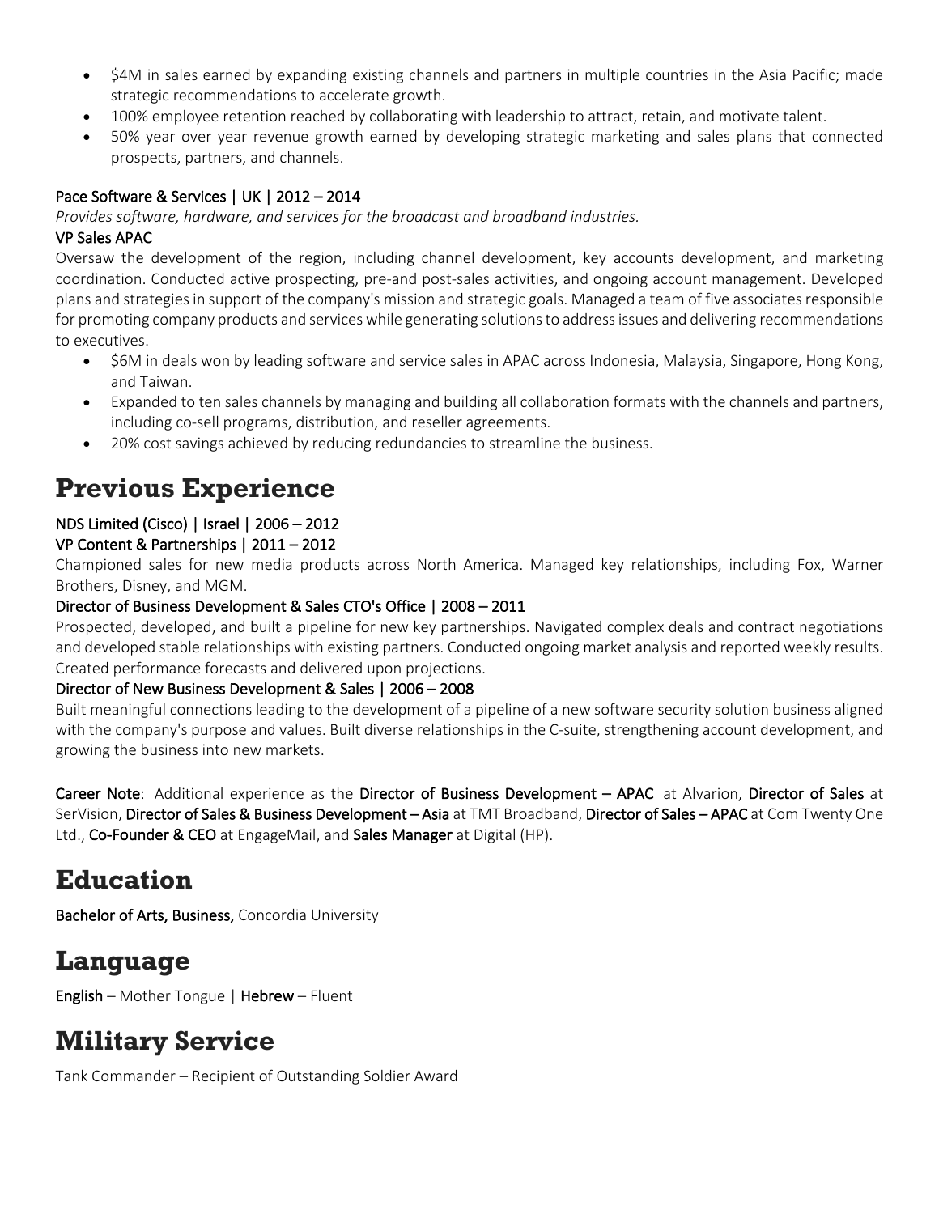- $4M in sales earned by expanding existing channels and partners in multiple countries in the Asia Pacific; made strategic recommendations to accelerate growth.
- 100% employee retention reached by collaborating with leadership to attract, retain, and motivate talent.
- 50% year over year revenue growth earned by developing strategic marketing and sales plans that connected prospects, partners, and channels.

Pace Software & Services | UK | 2012 – 2014

*Provides software, hardware, and services for the broadcast and broadband industries.*

VP Sales APAC

Oversaw the development of the region, including channel development, key accounts development, and marketing coordination. Conducted active prospecting, pre-and post-sales activities, and ongoing account management. Developed plans and strategies in support of the company's mission and strategic goals. Managed a team of five associates responsible for promoting company products and services while generating solutions to address issues and delivering recommendations to executives.

- $6M in deals won by leading software and service sales in APAC across Indonesia, Malaysia, Singapore, Hong Kong, and Taiwan.
- Expanded to ten sales channels by managing and building all collaboration formats with the channels and partners, including co-sell programs, distribution, and reseller agreements.
- 20% cost savings achieved by reducing redundancies to streamline the business.

# Previous Experience

NDS Limited (Cisco) | Israel | 2006 – 2012

VP Content & Partnerships | 2011 – 2012

Championed sales for new media products across North America. Managed key relationships, including Fox, Warner Brothers, Disney, and MGM.

Director of Business Development & Sales CTO's Office | 2008 – 2011

Prospected, developed, and built a pipeline for new key partnerships. Navigated complex deals and contract negotiations and developed stable relationships with existing partners. Conducted ongoing market analysis and reported weekly results. Created performance forecasts and delivered upon projections.

Director of New Business Development & Sales | 2006 – 2008

Built meaningful connections leading to the development of a pipeline of a new software security solution business aligned with the company's purpose and values. Built diverse relationships in the C-suite, strengthening account development, and growing the business into new markets.

**Career Note**: Additional experience as the **Director of Business Development – APAC** at Alvarion, **Director of Sales** at SerVision, **Director of Sales & Business Development – Asia** at TMT Broadband, **Director of Sales – APAC** at Com Twenty One Ltd., **Co-Founder & CEO** at EngageMail, and **Sales Manager** at Digital (HP).

# Education

**Bachelor of Arts, Business,** Concordia University

# Language

**English** – Mother Tongue | **Hebrew** – Fluent

# Military Service

Tank Commander – Recipient of Outstanding Soldier Award